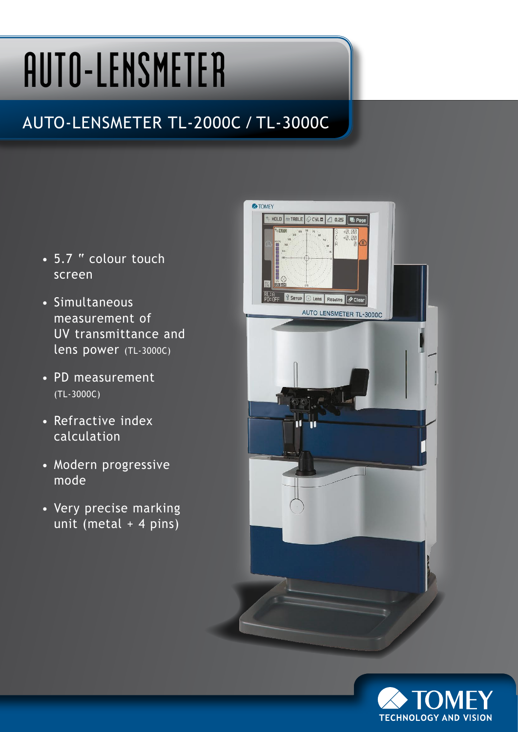# AUTO-LENSMETER

## AUTO-LENSMETER TL-2000C / TL-3000C

- 5.7 " colour touch screen
- Simultaneous measurement of UV transmittance and lens power (TL-3000C)
- PD measurement (TL-3000C)
- Refractive index calculation
- Modern progressive mode
- Very precise marking unit (metal + 4 pins)

TOMEY
TECHNOLOGY AND VISION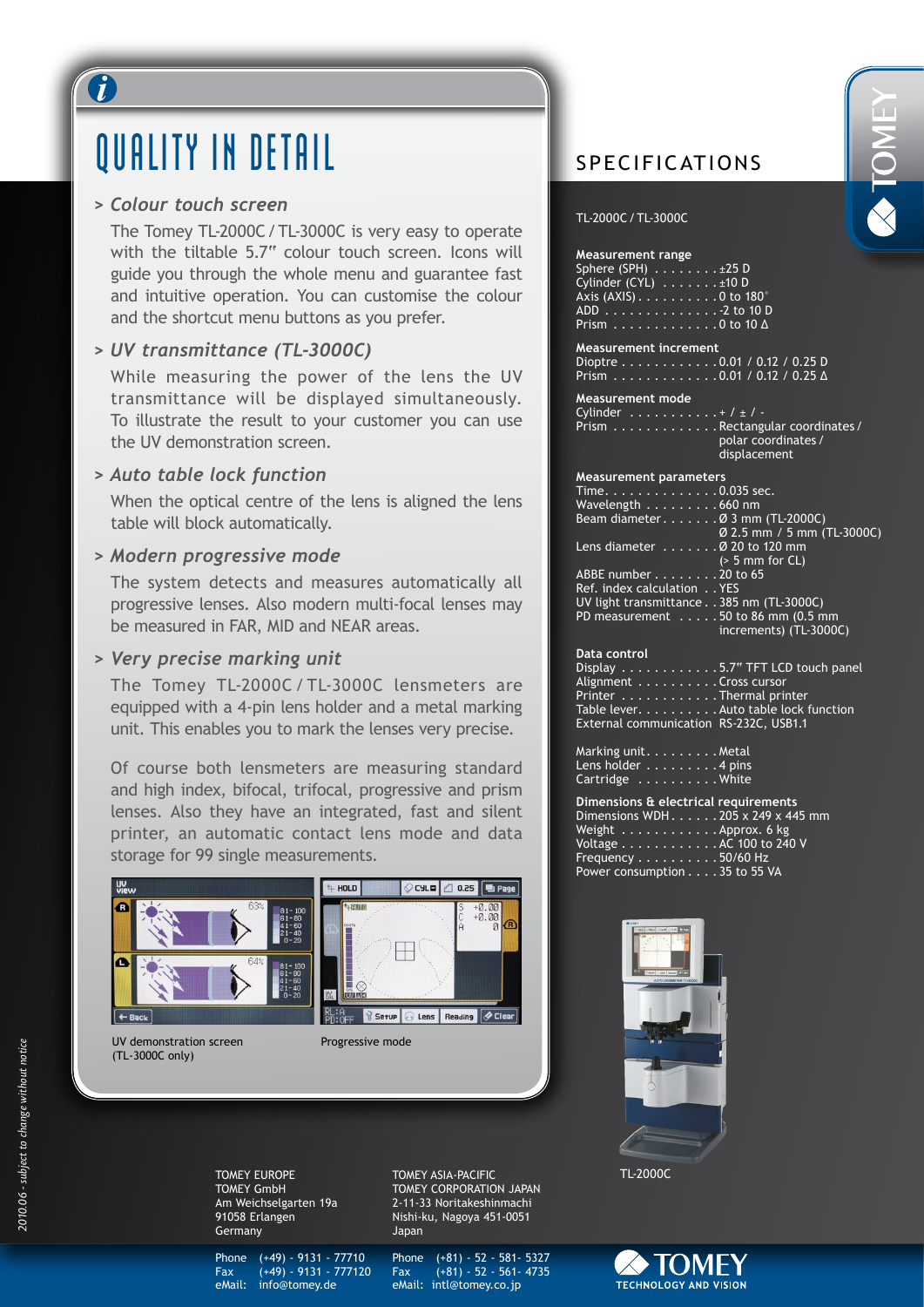# QUALITY IN DETAIL

### > *Colour touch screen*

The Tomey TL-2000C / TL-3000C is very easy to operate with the tiltable 5.7" colour touch screen. Icons will guide you through the whole menu and guarantee fast and intuitive operation. You can customise the colour and the shortcut menu buttons as you prefer.

### > *UV transmittance (TL-3000C)*

While measuring the power of the lens the UV transmittance will be displayed simultaneously. To illustrate the result to your customer you can use the UV demonstration screen.

### > *Auto table lock function*

When the optical centre of the lens is aligned the lens table will block automatically.

### > *Modern progressive mode*

The system detects and measures automatically all progressive lenses. Also modern multi-focal lenses may be measured in FAR, MID and NEAR areas.

### > *Very precise marking unit*

The Tomey TL-2000C / TL-3000C lensmeters are equipped with a 4-pin lens holder and a metal marking unit. This enables you to mark the lenses very precise.

Of course both lensmeters are measuring standard and high index, bifocal, trifocal, progressive and prism lenses. Also they have an integrated, fast and silent printer, an automatic contact lens mode and data storage for 99 single measurements.

UV demonstration screen (TL-3000C only)

Progressive mode

## SPECIFICATIONS

TL-2000C / TL-3000C

**Measurement range**

| | |
|---|---|
| Sphere (SPH) | ±25 D |
| Cylinder (CYL) | ±10 D |
| Axis (AXIS) | 0 to 180° |
| ADD | -2 to 10 D |
| Prism | 0 to 10 Δ |

**Measurement increment**

| | |
|---|---|
| Dioptre | 0.01 / 0.12 / 0.25 D |
| Prism | 0.01 / 0.12 / 0.25 Δ |

**Measurement mode**

| | |
|---|---|
| Cylinder | + / ± / - |
| Prism | Rectangular coordinates / polar coordinates / displacement |

**Measurement parameters**

| | |
|---|---|
| Time | 0.035 sec. |
| Wavelength | 660 nm |
| Beam diameter | Ø 3 mm (TL-2000C) Ø 2.5 mm / 5 mm (TL-3000C) |
| Lens diameter | Ø 20 to 120 mm (> 5 mm for CL) |
| ABBE number | 20 to 65 |
| Ref. index calculation | YES |
| UV light transmittance | 385 nm (TL-3000C) |
| PD measurement | 50 to 86 mm (0.5 mm increments) (TL-3000C) |

**Data control**

| | |
|---|---|
| Display | 5.7" TFT LCD touch panel |
| Alignment | Cross cursor |
| Printer | Thermal printer |
| Table lever | Auto table lock function |
| External communication | RS-232C, USB1.1 |
| Marking unit | Metal |
| Lens holder | 4 pins |
| Cartridge | White |

**Dimensions & electrical requirements**

| | |
|---|---|
| Dimensions WDH | 205 x 249 x 445 mm |
| Weight | Approx. 6 kg |
| Voltage | AC 100 to 240 V |
| Frequency | 50/60 Hz |
| Power consumption | 35 to 55 VA |

TL-2000C

TOMEY EUROPE
TOMEY GmbH
Am Weichselgarten 19a
91058 Erlangen
Germany

Phone (+49) - 9131 - 77710
Fax (+49) - 9131 - 777120
eMail: info@tomey.de

TOMEY ASIA-PACIFIC
TOMEY CORPORATION JAPAN
2-11-33 Noritakeshinmachi
Nishi-ku, Nagoya 451-0051
Japan

Phone (+81) - 52 - 581- 5327
Fax (+81) - 52 - 561- 4735
eMail: intl@tomey.co.jp

TOMEY TECHNOLOGY AND VISION

2010.06 - subject to change without notice